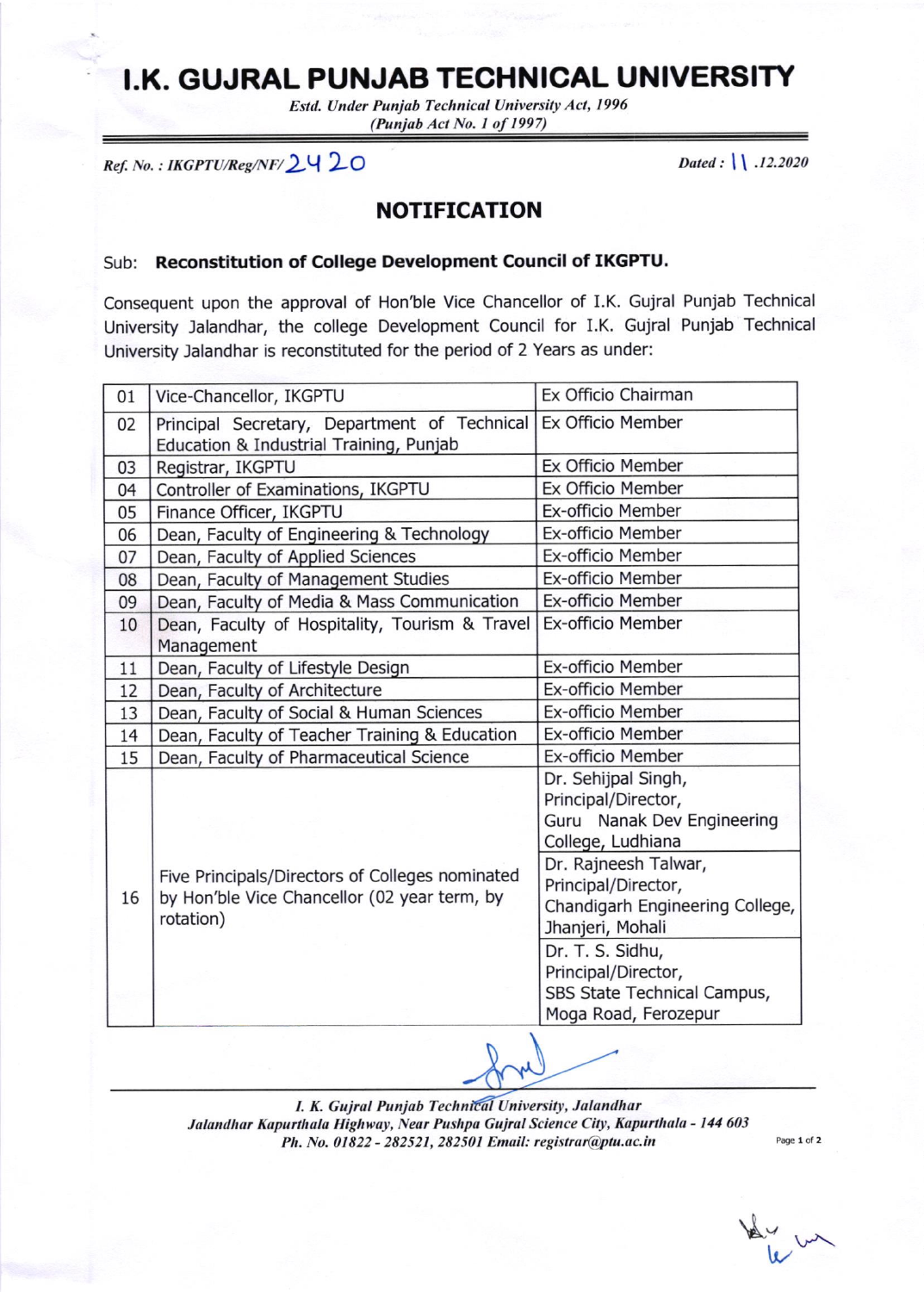# I.K. GUJRAL PUNJAB TECHNICAL UNIVERSITY

*Estd. Under Punjab Technical University Act, 1996*
*(Punjab Act No. 1 of 1997)*

*Ref. No. : IKGPTU/Reg/NF/* 2420 *Dated :* 11 *.12.2020*

## NOTIFICATION

Sub: **Reconstitution of College Development Council of IKGPTU.**

Consequent upon the approval of Hon'ble Vice Chancellor of I.K. Gujral Punjab Technical University Jalandhar, the college Development Council for I.K. Gujral Punjab Technical University Jalandhar is reconstituted for the period of 2 Years as under:

| | | |
|---|---|---|
| 01 | Vice-Chancellor, IKGPTU | Ex Officio Chairman |
| 02 | Principal Secretary, Department of Technical Education & Industrial Training, Punjab | Ex Officio Member |
| 03 | Registrar, IKGPTU | Ex Officio Member |
| 04 | Controller of Examinations, IKGPTU | Ex Officio Member |
| 05 | Finance Officer, IKGPTU | Ex-officio Member |
| 06 | Dean, Faculty of Engineering & Technology | Ex-officio Member |
| 07 | Dean, Faculty of Applied Sciences | Ex-officio Member |
| 08 | Dean, Faculty of Management Studies | Ex-officio Member |
| 09 | Dean, Faculty of Media & Mass Communication | Ex-officio Member |
| 10 | Dean, Faculty of Hospitality, Tourism & Travel Management | Ex-officio Member |
| 11 | Dean, Faculty of Lifestyle Design | Ex-officio Member |
| 12 | Dean, Faculty of Architecture | Ex-officio Member |
| 13 | Dean, Faculty of Social & Human Sciences | Ex-officio Member |
| 14 | Dean, Faculty of Teacher Training & Education | Ex-officio Member |
| 15 | Dean, Faculty of Pharmaceutical Science | Ex-officio Member |
| 16 | Five Principals/Directors of Colleges nominated by Hon'ble Vice Chancellor (02 year term, by rotation) | Dr. Sehijpal Singh, Principal/Director, Guru Nanak Dev Engineering College, Ludhiana |
| | | Dr. Rajneesh Talwar, Principal/Director, Chandigarh Engineering College, Jhanjeri, Mohali |
| | | Dr. T. S. Sidhu, Principal/Director, SBS State Technical Campus, Moga Road, Ferozepur |

*I. K. Gujral Punjab Technical University, Jalandhar*
*Jalandhar Kapurthala Highway, Near Pushpa Gujral Science City, Kapurthala - 144 603*
*Ph. No. 01822 - 282521, 282501 Email: registrar@ptu.ac.in*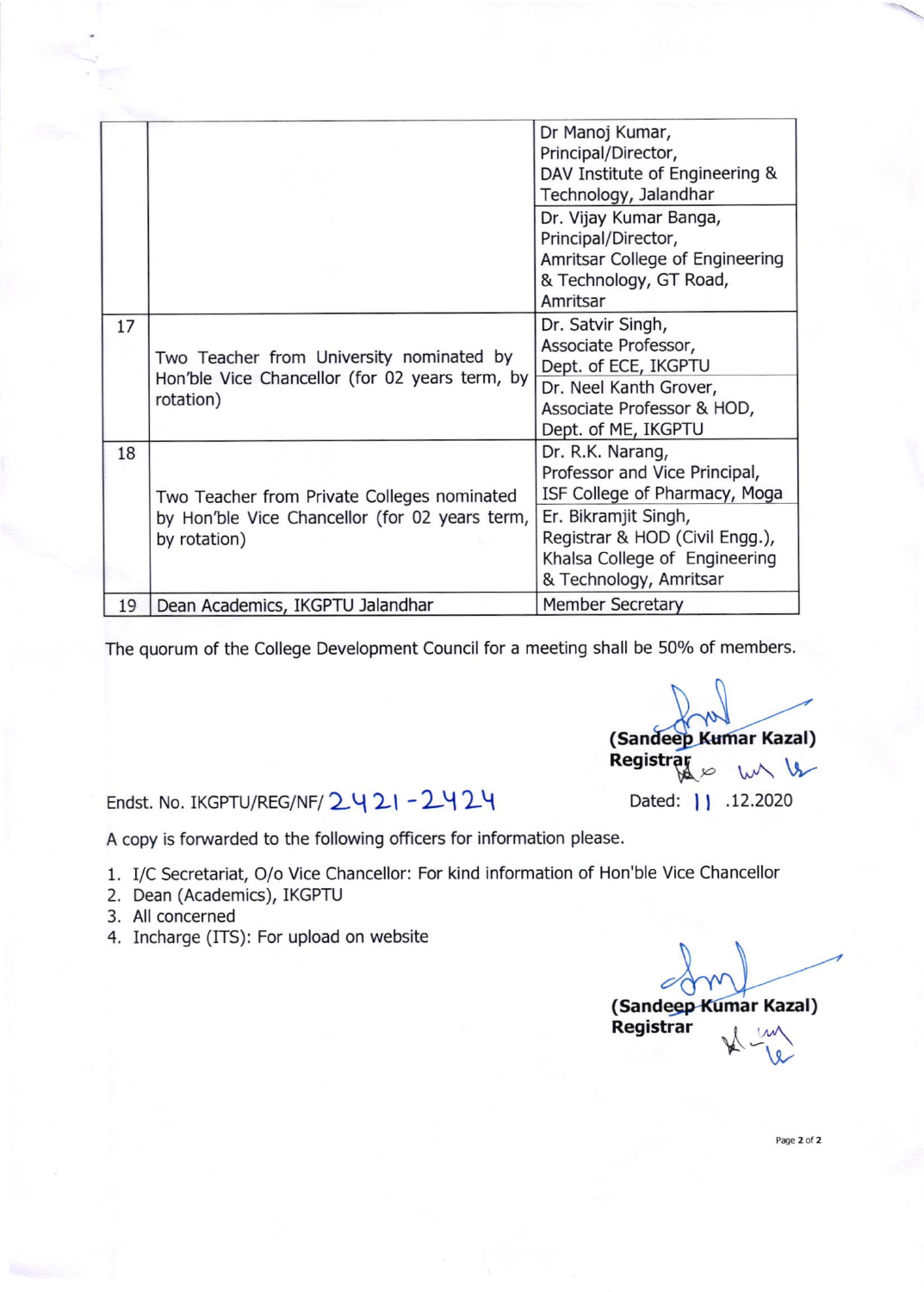| | | |
|---|---|---|
| | | Dr Manoj Kumar, Principal/Director, DAV Institute of Engineering & Technology, Jalandhar |
| | | Dr. Vijay Kumar Banga, Principal/Director, Amritsar College of Engineering & Technology, GT Road, Amritsar |
| 17 | Two Teacher from University nominated by Hon'ble Vice Chancellor (for 02 years term, by rotation) | Dr. Satvir Singh, Associate Professor, Dept. of ECE, IKGPTU |
| | | Dr. Neel Kanth Grover, Associate Professor & HOD, Dept. of ME, IKGPTU |
| 18 | Two Teacher from Private Colleges nominated by Hon'ble Vice Chancellor (for 02 years term, by rotation) | Dr. R.K. Narang, Professor and Vice Principal, ISF College of Pharmacy, Moga |
| | | Er. Bikramjit Singh, Registrar & HOD (Civil Engg.), Khalsa College of Engineering & Technology, Amritsar |
| 19 | Dean Academics, IKGPTU Jalandhar | Member Secretary |

The quorum of the College Development Council for a meeting shall be 50% of members.

**(Sandeep Kumar Kazal)**
**Registrar**

Endst. No. IKGPTU/REG/NF/2421-2424

Dated: 11 .12.2020

A copy is forwarded to the following officers for information please.

1. I/C Secretariat, O/o Vice Chancellor: For kind information of Hon'ble Vice Chancellor
2. Dean (Academics), IKGPTU
3. All concerned
4. Incharge (ITS): For upload on website

**(Sandeep Kumar Kazal)**
**Registrar**